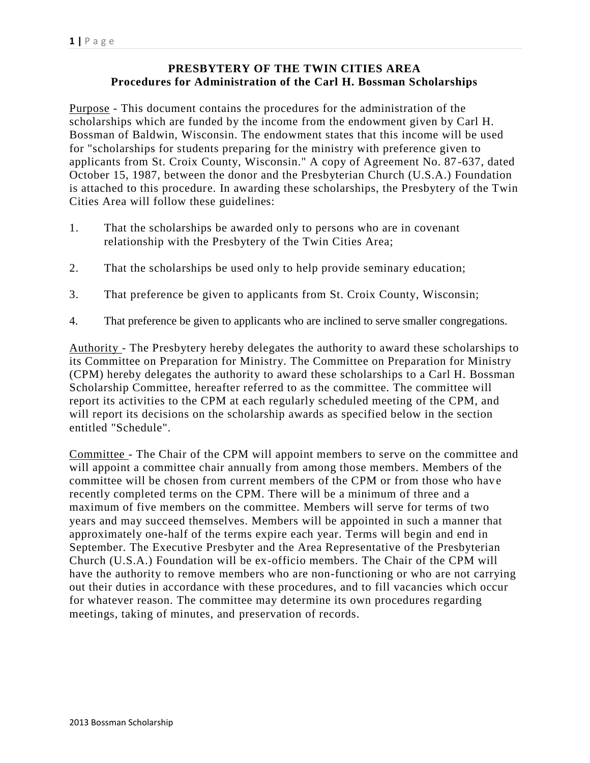# PRESBYTERY OF THE TWIN CITIES AREA
## Procedures for Administration of the Carl H. Bossman Scholarships

Purpose - This document contains the procedures for the administration of the scholarships which are funded by the income from the endowment given by Carl H. Bossman of Baldwin, Wisconsin. The endowment states that this income will be used for "scholarships for students preparing for the ministry with preference given to applicants from St. Croix County, Wisconsin." A copy of Agreement No. 87-637, dated October 15, 1987, between the donor and the Presbyterian Church (U.S.A.) Foundation is attached to this procedure. In awarding these scholarships, the Presbytery of the Twin Cities Area will follow these guidelines:

1. That the scholarships be awarded only to persons who are in covenant relationship with the Presbytery of the Twin Cities Area;
2. That the scholarships be used only to help provide seminary education;
3. That preference be given to applicants from St. Croix County, Wisconsin;
4. That preference be given to applicants who are inclined to serve smaller congregations.

Authority - The Presbytery hereby delegates the authority to award these scholarships to its Committee on Preparation for Ministry. The Committee on Preparation for Ministry (CPM) hereby delegates the authority to award these scholarships to a Carl H. Bossman Scholarship Committee, hereafter referred to as the committee. The committee will report its activities to the CPM at each regularly scheduled meeting of the CPM, and will report its decisions on the scholarship awards as specified below in the section entitled "Schedule".

Committee - The Chair of the CPM will appoint members to serve on the committee and will appoint a committee chair annually from among those members. Members of the committee will be chosen from current members of the CPM or from those who have recently completed terms on the CPM. There will be a minimum of three and a maximum of five members on the committee. Members will serve for terms of two years and may succeed themselves. Members will be appointed in such a manner that approximately one-half of the terms expire each year. Terms will begin and end in September. The Executive Presbyter and the Area Representative of the Presbyterian Church (U.S.A.) Foundation will be ex-officio members. The Chair of the CPM will have the authority to remove members who are non-functioning or who are not carrying out their duties in accordance with these procedures, and to fill vacancies which occur for whatever reason. The committee may determine its own procedures regarding meetings, taking of minutes, and preservation of records.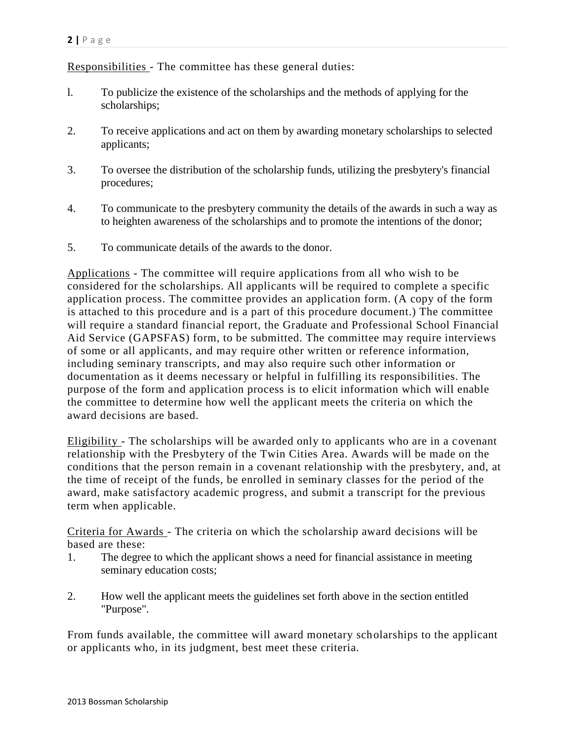Responsibilities - The committee has these general duties:

1. To publicize the existence of the scholarships and the methods of applying for the scholarships;

2. To receive applications and act on them by awarding monetary scholarships to selected applicants;

3. To oversee the distribution of the scholarship funds, utilizing the presbytery's financial procedures;

4. To communicate to the presbytery community the details of the awards in such a way as to heighten awareness of the scholarships and to promote the intentions of the donor;

5. To communicate details of the awards to the donor.

Applications - The committee will require applications from all who wish to be considered for the scholarships. All applicants will be required to complete a specific application process. The committee provides an application form. (A copy of the form is attached to this procedure and is a part of this procedure document.) The committee will require a standard financial report, the Graduate and Professional School Financial Aid Service (GAPSFAS) form, to be submitted. The committee may require interviews of some or all applicants, and may require other written or reference information, including seminary transcripts, and may also require such other information or documentation as it deems necessary or helpful in fulfilling its responsibilities. The purpose of the form and application process is to elicit information which will enable the committee to determine how well the applicant meets the criteria on which the award decisions are based.

Eligibility - The scholarships will be awarded only to applicants who are in a covenant relationship with the Presbytery of the Twin Cities Area. Awards will be made on the conditions that the person remain in a covenant relationship with the presbytery, and, at the time of receipt of the funds, be enrolled in seminary classes for the period of the award, make satisfactory academic progress, and submit a transcript for the previous term when applicable.

Criteria for Awards - The criteria on which the scholarship award decisions will be based are these:

1. The degree to which the applicant shows a need for financial assistance in meeting seminary education costs;

2. How well the applicant meets the guidelines set forth above in the section entitled "Purpose".

From funds available, the committee will award monetary scholarships to the applicant or applicants who, in its judgment, best meet these criteria.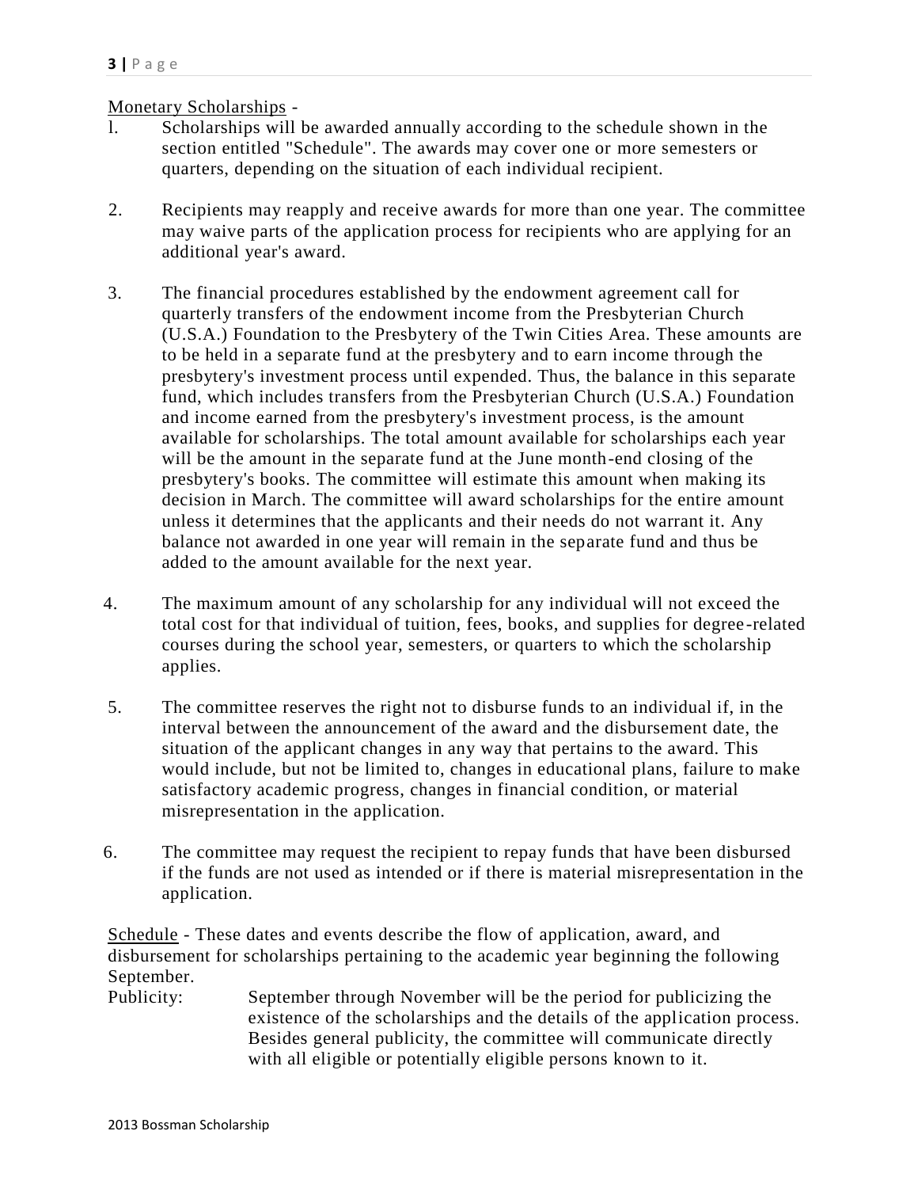Monetary Scholarships -

1. Scholarships will be awarded annually according to the schedule shown in the section entitled "Schedule". The awards may cover one or more semesters or quarters, depending on the situation of each individual recipient.

2. Recipients may reapply and receive awards for more than one year. The committee may waive parts of the application process for recipients who are applying for an additional year's award.

3. The financial procedures established by the endowment agreement call for quarterly transfers of the endowment income from the Presbyterian Church (U.S.A.) Foundation to the Presbytery of the Twin Cities Area. These amounts are to be held in a separate fund at the presbytery and to earn income through the presbytery's investment process until expended. Thus, the balance in this separate fund, which includes transfers from the Presbyterian Church (U.S.A.) Foundation and income earned from the presbytery's investment process, is the amount available for scholarships. The total amount available for scholarships each year will be the amount in the separate fund at the June month-end closing of the presbytery's books. The committee will estimate this amount when making its decision in March. The committee will award scholarships for the entire amount unless it determines that the applicants and their needs do not warrant it. Any balance not awarded in one year will remain in the separate fund and thus be added to the amount available for the next year.

4. The maximum amount of any scholarship for any individual will not exceed the total cost for that individual of tuition, fees, books, and supplies for degree-related courses during the school year, semesters, or quarters to which the scholarship applies.

5. The committee reserves the right not to disburse funds to an individual if, in the interval between the announcement of the award and the disbursement date, the situation of the applicant changes in any way that pertains to the award. This would include, but not be limited to, changes in educational plans, failure to make satisfactory academic progress, changes in financial condition, or material misrepresentation in the application.

6. The committee may request the recipient to repay funds that have been disbursed if the funds are not used as intended or if there is material misrepresentation in the application.

Schedule - These dates and events describe the flow of application, award, and disbursement for scholarships pertaining to the academic year beginning the following September.

Publicity: September through November will be the period for publicizing the existence of the scholarships and the details of the application process. Besides general publicity, the committee will communicate directly with all eligible or potentially eligible persons known to it.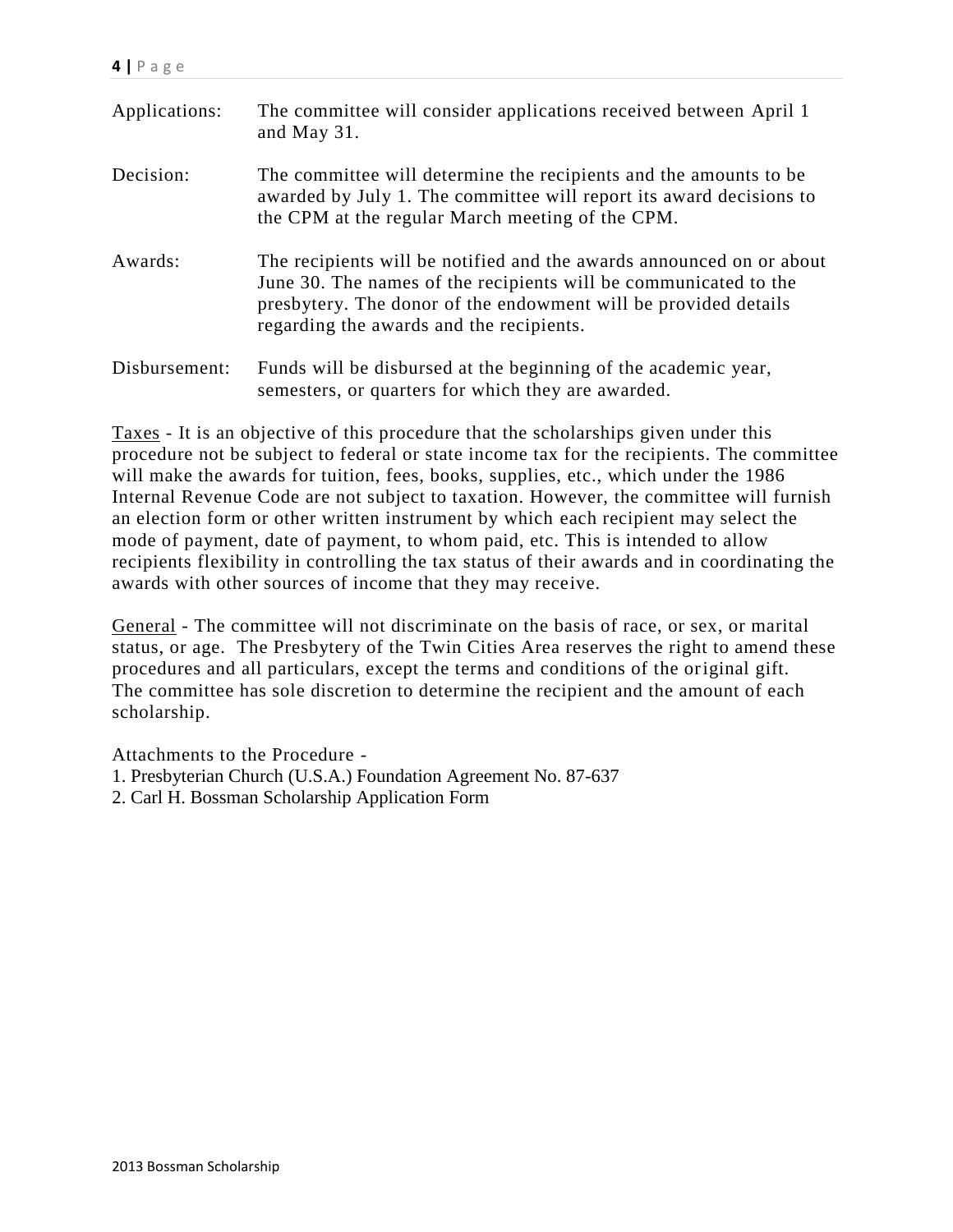Applications: The committee will consider applications received between April 1 and May 31.

Decision: The committee will determine the recipients and the amounts to be awarded by July 1. The committee will report its award decisions to the CPM at the regular March meeting of the CPM.

Awards: The recipients will be notified and the awards announced on or about June 30. The names of the recipients will be communicated to the presbytery. The donor of the endowment will be provided details regarding the awards and the recipients.

Disbursement: Funds will be disbursed at the beginning of the academic year, semesters, or quarters for which they are awarded.

Taxes - It is an objective of this procedure that the scholarships given under this procedure not be subject to federal or state income tax for the recipients. The committee will make the awards for tuition, fees, books, supplies, etc., which under the 1986 Internal Revenue Code are not subject to taxation. However, the committee will furnish an election form or other written instrument by which each recipient may select the mode of payment, date of payment, to whom paid, etc. This is intended to allow recipients flexibility in controlling the tax status of their awards and in coordinating the awards with other sources of income that they may receive.

General - The committee will not discriminate on the basis of race, or sex, or marital status, or age. The Presbytery of the Twin Cities Area reserves the right to amend these procedures and all particulars, except the terms and conditions of the original gift. The committee has sole discretion to determine the recipient and the amount of each scholarship.

Attachments to the Procedure -

1. Presbyterian Church (U.S.A.) Foundation Agreement No. 87-637
2. Carl H. Bossman Scholarship Application Form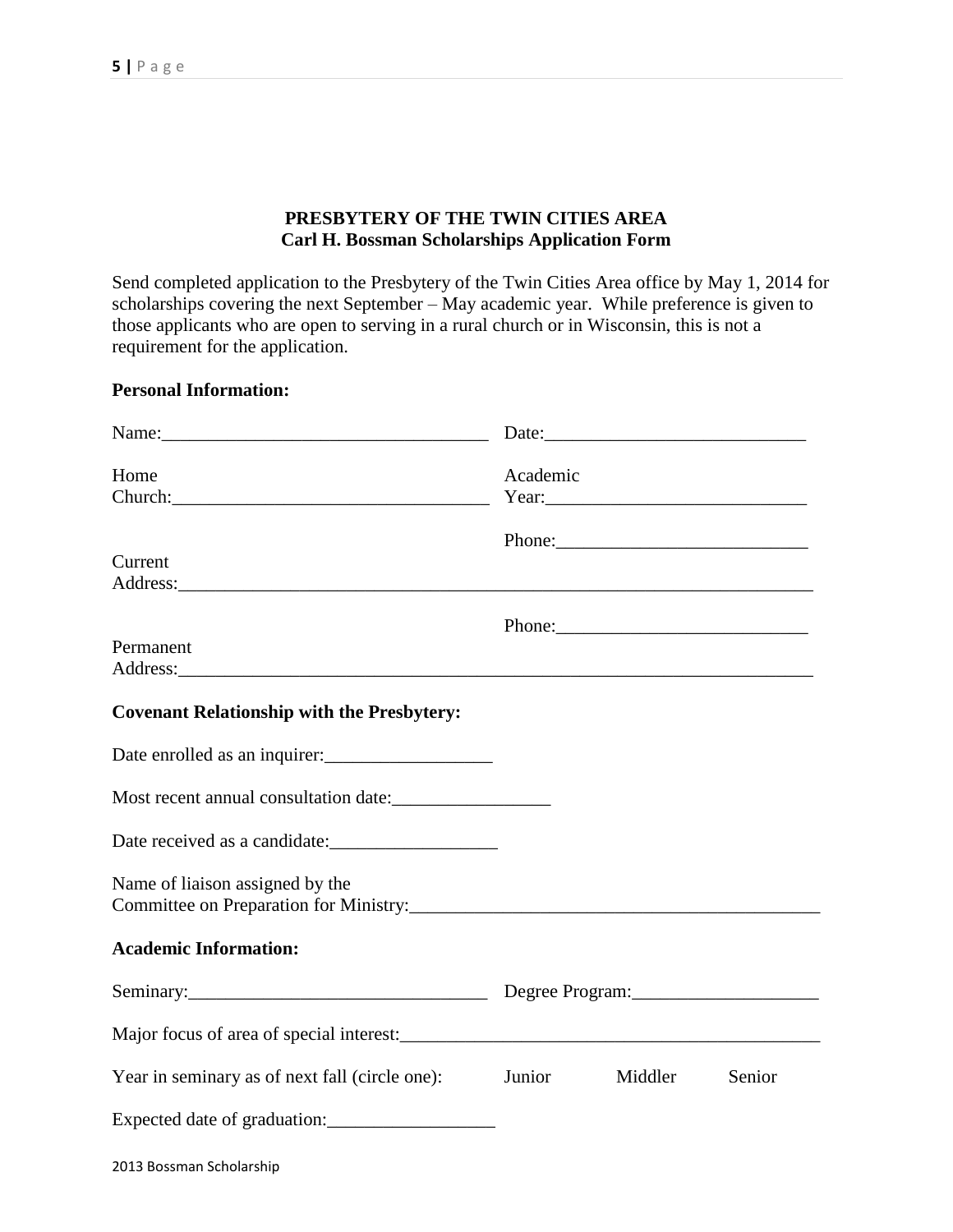**PRESBYTERY OF THE TWIN CITIES AREA**
**Carl H. Bossman Scholarships Application Form**

Send completed application to the Presbytery of the Twin Cities Area office by May 1, 2014 for scholarships covering the next September – May academic year. While preference is given to those applicants who are open to serving in a rural church or in Wisconsin, this is not a requirement for the application.

**Personal Information:**

Name:___________________________________ Date:____________________________

Home Church:_________________________________ Academic Year:____________________________

Phone:___________________________

Current Address:_________________________________________________________________________

Phone:___________________________

Permanent Address:_________________________________________________________________________

**Covenant Relationship with the Presbytery:**

Date enrolled as an inquirer:__________________

Most recent annual consultation date:_________________

Date received as a candidate:__________________

Name of liaison assigned by the Committee on Preparation for Ministry:_____________________________________________

**Academic Information:**

Seminary:________________________________ Degree Program:____________________

Major focus of area of special interest:______________________________________________

Year in seminary as of next fall (circle one): Junior Middler Senior

Expected date of graduation:__________________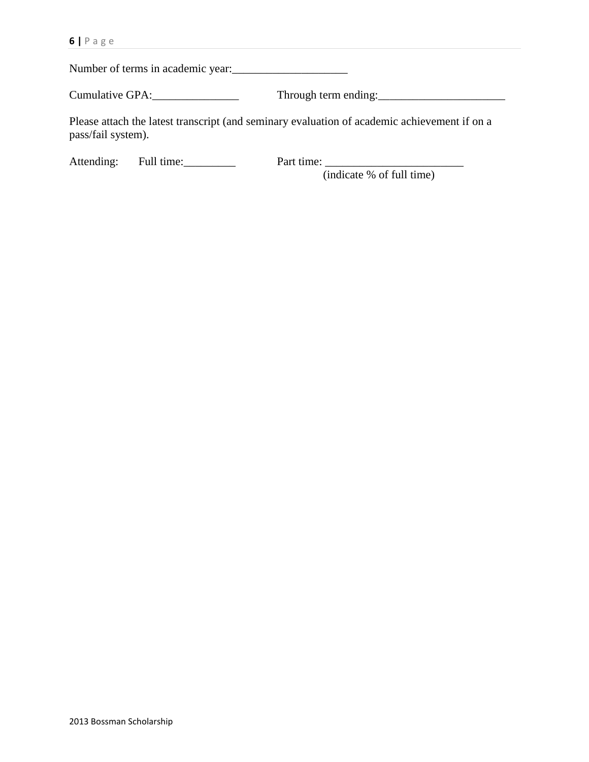Number of terms in academic year:____________________

Cumulative GPA:_______________ Through term ending:______________________

Please attach the latest transcript (and seminary evaluation of academic achievement if on a pass/fail system).

Attending: Full time:_________ Part time: ________________________
(indicate % of full time)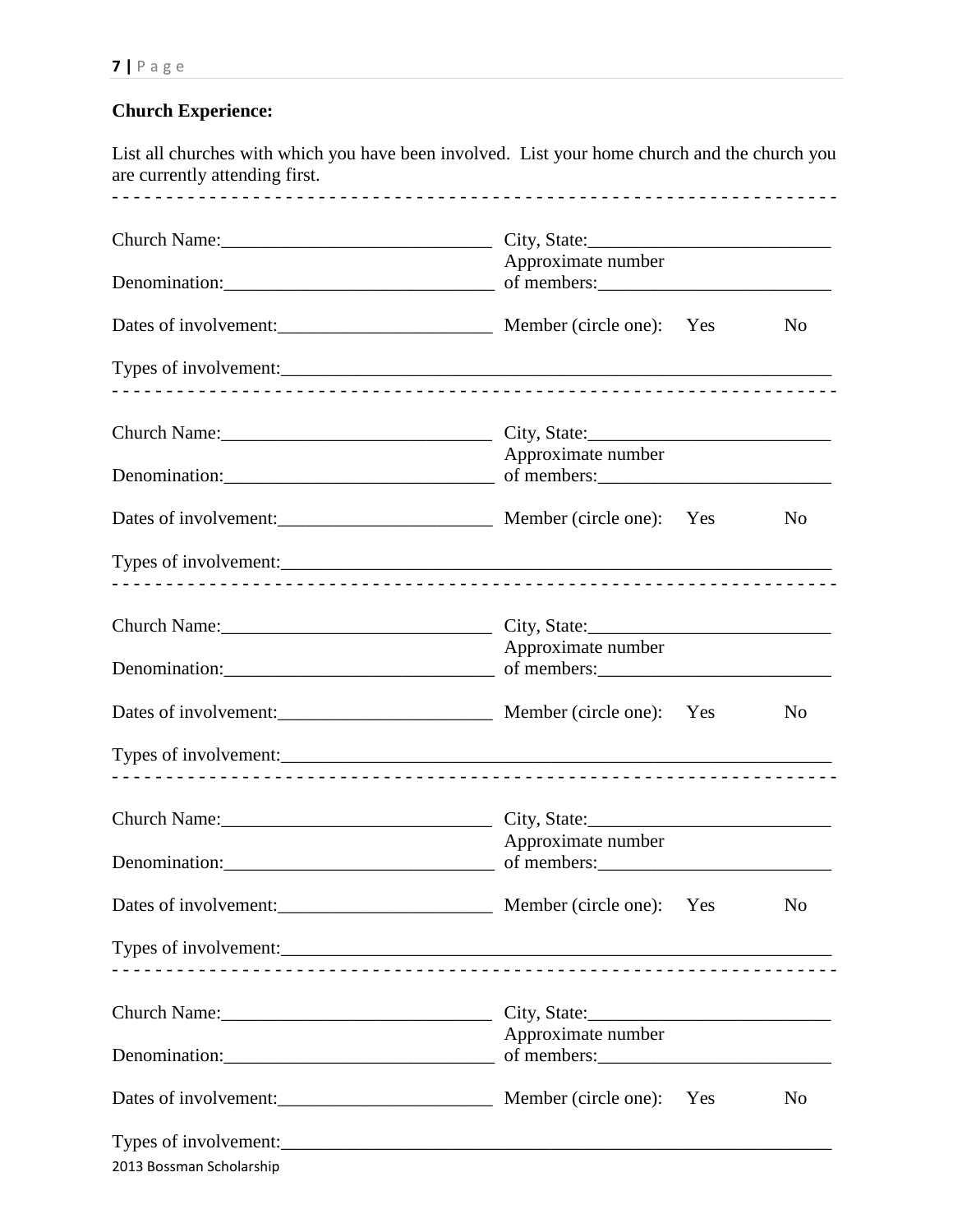**Church Experience:**

List all churches with which you have been involved. List your home church and the church you are currently attending first.

- - - - - - - - - - - - - - - - - - - - - - - - - - - - - - - - - - - - - - - - - - - - - - - - - - - - - - - - - - - - - - - -

Church Name:_____________________________ City, State:__________________________

Denomination:_____________________________ Approximate number of members:_________________________

Dates of involvement:_______________________ Member (circle one): Yes No

Types of involvement:_____________________________________________________________

- - - - - - - - - - - - - - - - - - - - - - - - - - - - - - - - - - - - - - - - - - - - - - - - - - - - - - - - - - - - - - - -

Church Name:_____________________________ City, State:__________________________

Denomination:_____________________________ Approximate number of members:_________________________

Dates of involvement:_______________________ Member (circle one): Yes No

Types of involvement:_____________________________________________________________

- - - - - - - - - - - - - - - - - - - - - - - - - - - - - - - - - - - - - - - - - - - - - - - - - - - - - - - - - - - - - - - -

Church Name:_____________________________ City, State:__________________________

Denomination:_____________________________ Approximate number of members:_________________________

Dates of involvement:_______________________ Member (circle one): Yes No

Types of involvement:_____________________________________________________________

- - - - - - - - - - - - - - - - - - - - - - - - - - - - - - - - - - - - - - - - - - - - - - - - - - - - - - - - - - - - - - - -

Church Name:_____________________________ City, State:__________________________

Denomination:_____________________________ Approximate number of members:_________________________

Dates of involvement:_______________________ Member (circle one): Yes No

Types of involvement:_____________________________________________________________

- - - - - - - - - - - - - - - - - - - - - - - - - - - - - - - - - - - - - - - - - - - - - - - - - - - - - - - - - - - - - - - -

Church Name:_____________________________ City, State:__________________________

Denomination:_____________________________ Approximate number of members:_________________________

Dates of involvement:_______________________ Member (circle one): Yes No

Types of involvement:_____________________________________________________________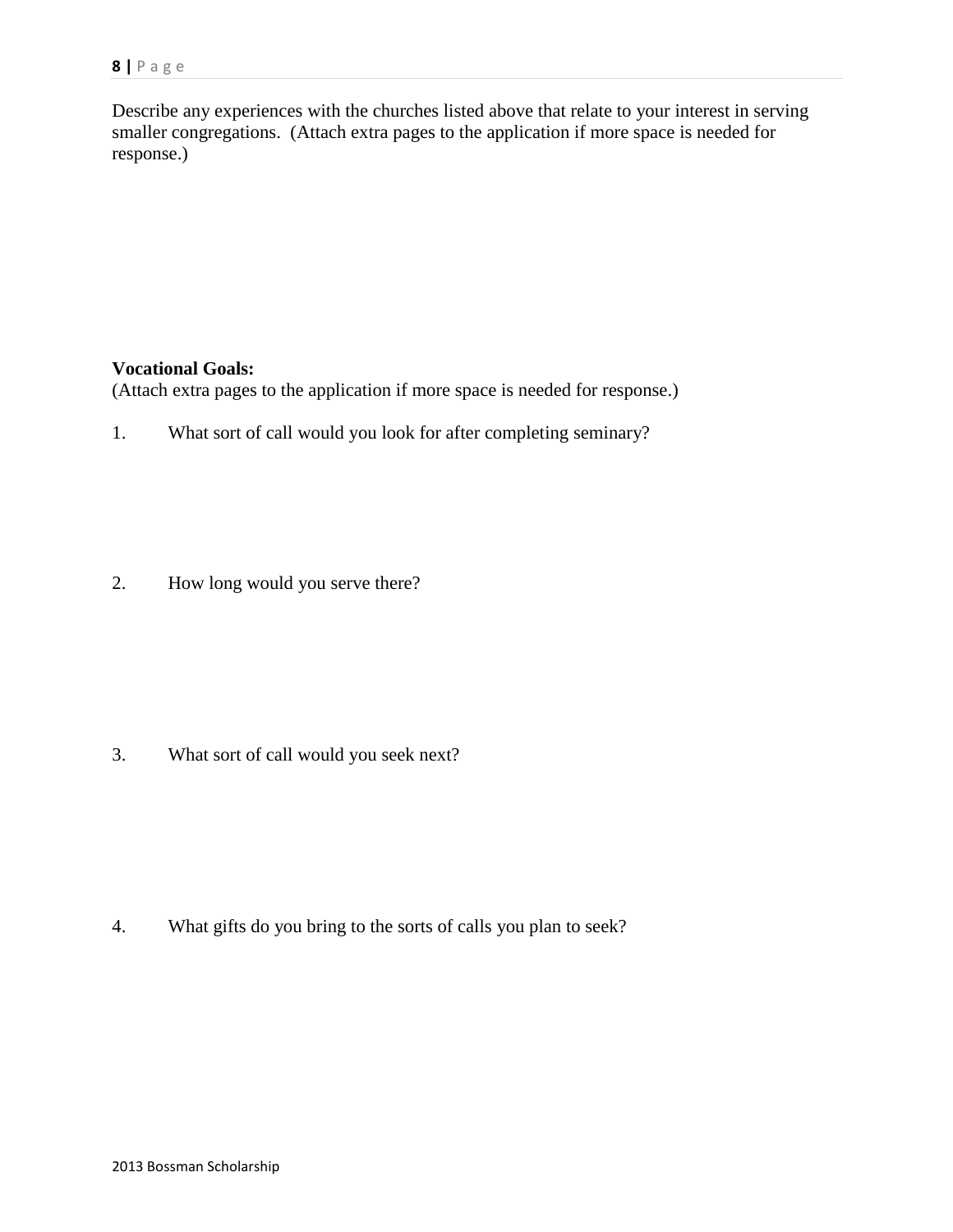Describe any experiences with the churches listed above that relate to your interest in serving smaller congregations. (Attach extra pages to the application if more space is needed for response.)

**Vocational Goals:**
(Attach extra pages to the application if more space is needed for response.)

1. What sort of call would you look for after completing seminary?

2. How long would you serve there?

3. What sort of call would you seek next?

4. What gifts do you bring to the sorts of calls you plan to seek?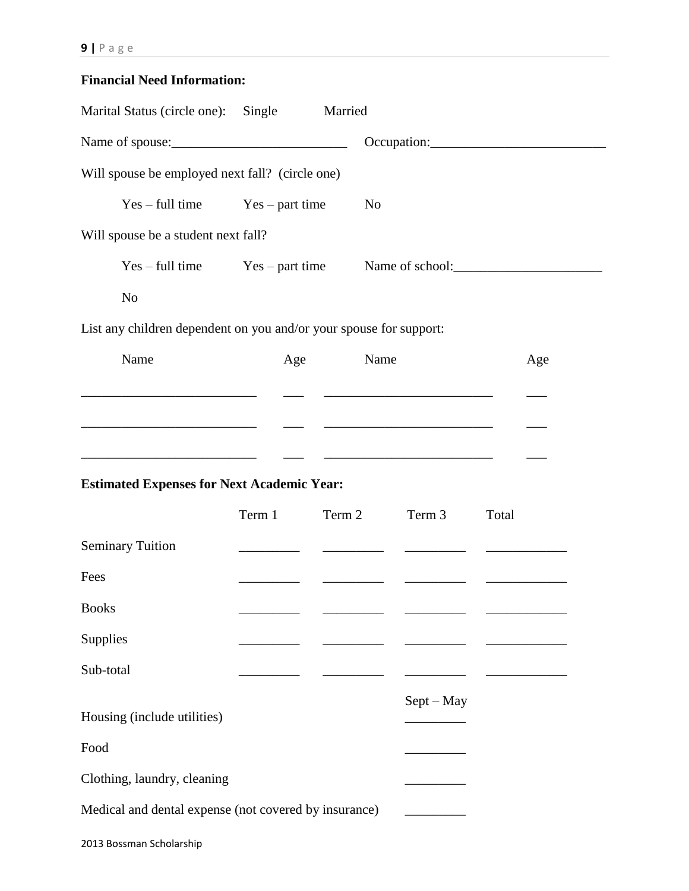**Financial Need Information:**

Marital Status (circle one): Single Married

Name of spouse:_________________________ Occupation:_________________________

Will spouse be employed next fall? (circle one)

Yes – full time Yes – part time No

Will spouse be a student next fall?

Yes – full time Yes – part time Name of school:_____________________

No

List any children dependent on you and/or your spouse for support:

| Name | Age | Name | Age |
|---|---|---|---|
| _________________________ | ___ | _________________________ | ___ |
| _________________________ | ___ | _________________________ | ___ |
| _________________________ | ___ | _________________________ | ___ |

**Estimated Expenses for Next Academic Year:**

| | Term 1 | Term 2 | Term 3 | Total |
|---|---|---|---|---|
| Seminary Tuition | _________ | _________ | _________ | ____________ |
| Fees | _________ | _________ | _________ | ____________ |
| Books | _________ | _________ | _________ | ____________ |
| Supplies | _________ | _________ | _________ | ____________ |
| Sub-total | _________ | _________ | _________ | ____________ |

| | Sept – May |
|---|---|
| Housing (include utilities) | _________ |
| Food | _________ |
| Clothing, laundry, cleaning | _________ |
| Medical and dental expense (not covered by insurance) | _________ |

2013 Bossman Scholarship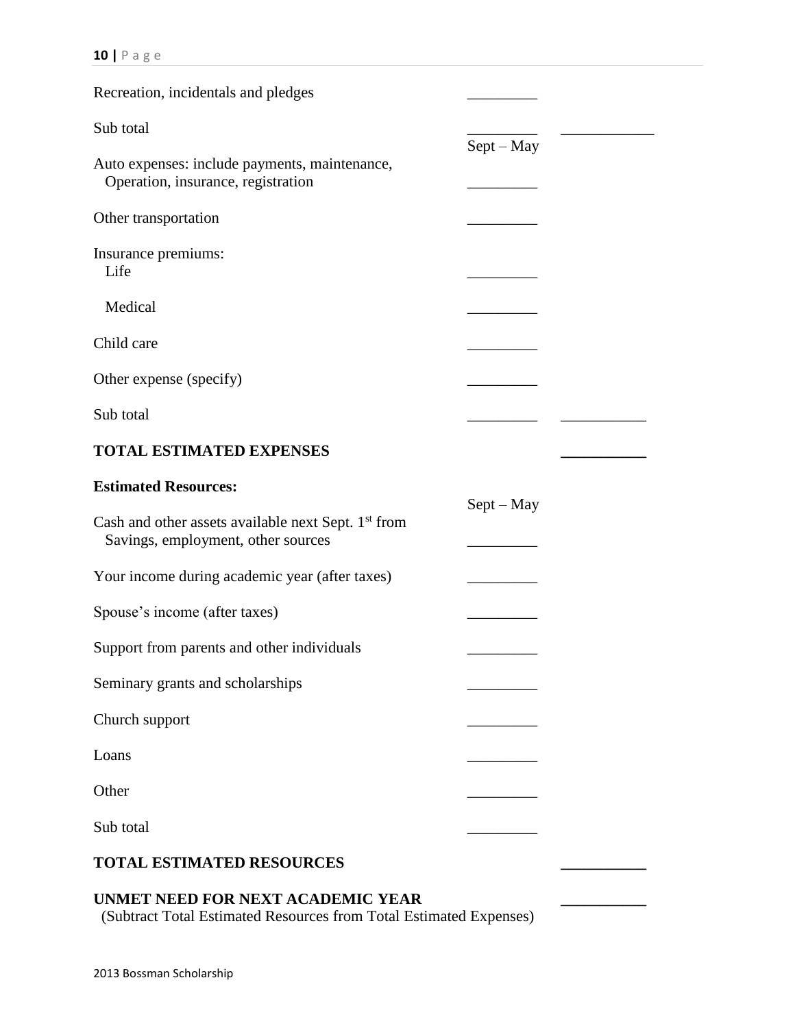Recreation, incidentals and pledges _________

Sub total _________ ____________

| | Sept – May | |
|---|---|---|
| Auto expenses: include payments, maintenance, Operation, insurance, registration | _________ | |
| Other transportation | _________ | |
| Insurance premiums: | | |
| Life | _________ | |
| Medical | _________ | |
| Child care | _________ | |
| Other expense (specify) | _________ | |
| Sub total | _________ | ___________ |
| **TOTAL ESTIMATED EXPENSES** | | ___________ |

**Estimated Resources:**

| | Sept – May | |
|---|---|---|
| Cash and other assets available next Sept. 1st from Savings, employment, other sources | _________ | |
| Your income during academic year (after taxes) | _________ | |
| Spouse's income (after taxes) | _________ | |
| Support from parents and other individuals | _________ | |
| Seminary grants and scholarships | _________ | |
| Church support | _________ | |
| Loans | _________ | |
| Other | _________ | |
| Sub total | _________ | |
| **TOTAL ESTIMATED RESOURCES** | | ___________ |
| **UNMET NEED FOR NEXT ACADEMIC YEAR** (Subtract Total Estimated Resources from Total Estimated Expenses) | | ___________ |

2013 Bossman Scholarship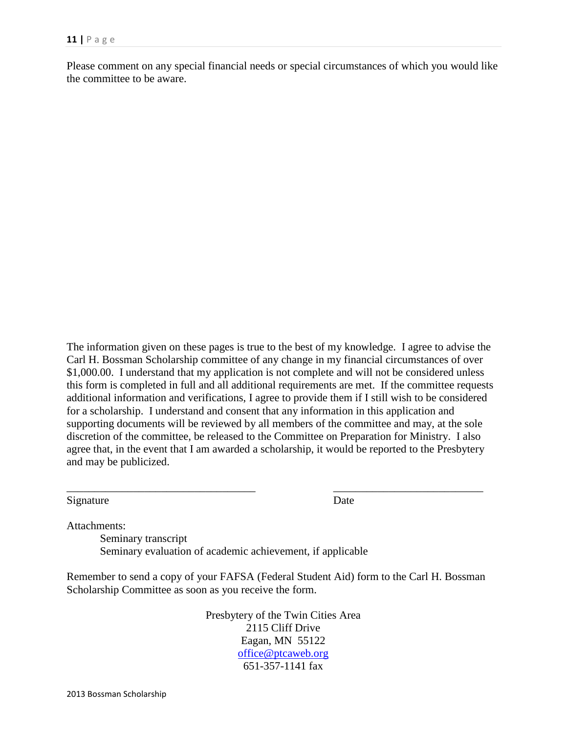Please comment on any special financial needs or special circumstances of which you would like the committee to be aware.

The information given on these pages is true to the best of my knowledge. I agree to advise the Carl H. Bossman Scholarship committee of any change in my financial circumstances of over $1,000.00. I understand that my application is not complete and will not be considered unless this form is completed in full and all additional requirements are met. If the committee requests additional information and verifications, I agree to provide them if I still wish to be considered for a scholarship. I understand and consent that any information in this application and supporting documents will be reviewed by all members of the committee and may, at the sole discretion of the committee, be released to the Committee on Preparation for Ministry. I also agree that, in the event that I am awarded a scholarship, it would be reported to the Presbytery and may be publicized.

\_\_\_\_\_\_\_\_\_\_\_\_\_\_\_\_\_\_\_\_\_\_\_\_\_\_\_\_\_\_\_\_\_\_ \_\_\_\_\_\_\_\_\_\_\_\_\_\_\_\_\_\_\_\_\_\_\_\_\_\_\_

Signature Date

Attachments:

- Seminary transcript
- Seminary evaluation of academic achievement, if applicable

Remember to send a copy of your FAFSA (Federal Student Aid) form to the Carl H. Bossman Scholarship Committee as soon as you receive the form.

Presbytery of the Twin Cities Area
2115 Cliff Drive
Eagan, MN 55122
office@ptcaweb.org
651-357-1141 fax